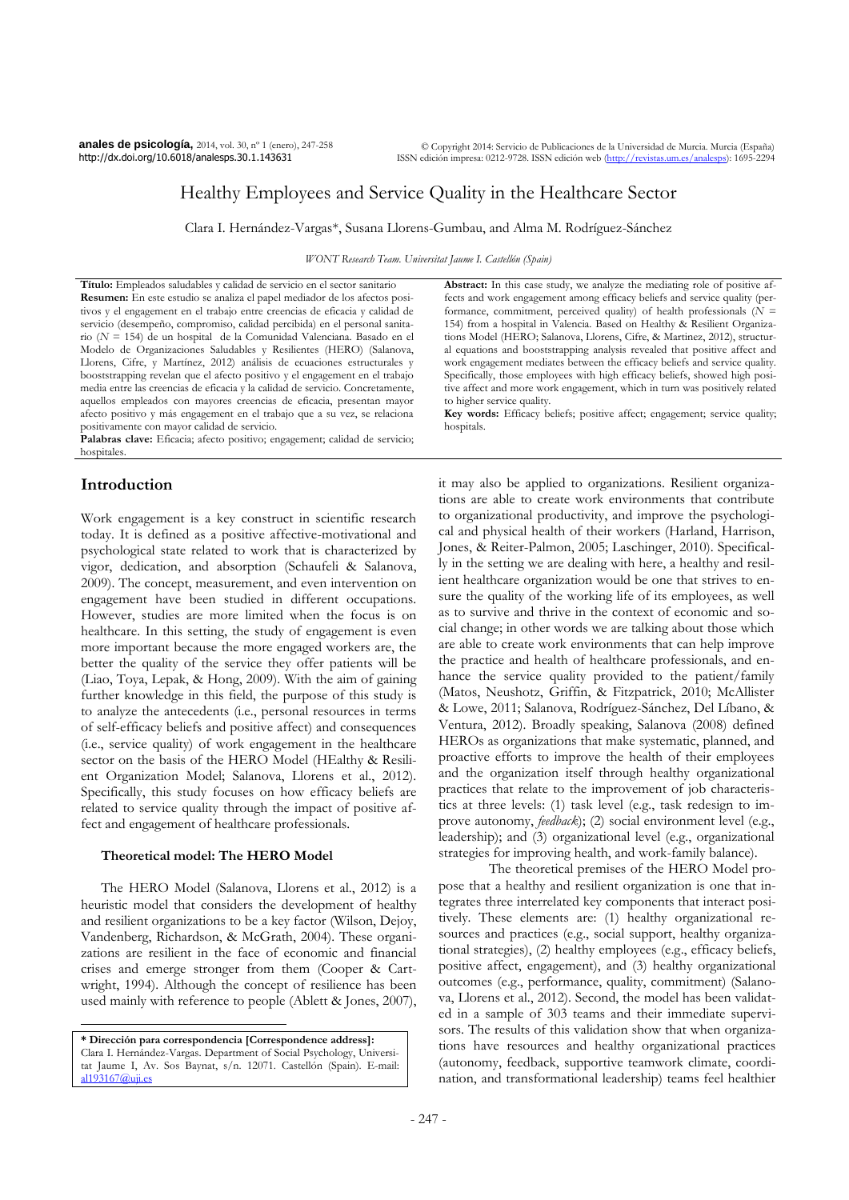# Healthy Employees and Service Quality in the Healthcare Sector

Clara I. Hernández-Vargas*, Susana Llorens-Gumbau, and Alma M. Rodríguez-Sánchez

*WONT Research Team. Universitat Jaume I. Castellón (Spain)*

**Título:** Empleados saludables y calidad de servicio en el sector sanitario

**Resumen:** En este estudio se analiza el papel mediador de los afectos positivos y el engagement en el trabajo entre creencias de eficacia y calidad de servicio (desempeño, compromiso, calidad percibida) en el personal sanitario ($N$ = 154) de un hospital de la Comunidad Valenciana. Basado en el Modelo de Organizaciones Saludables y Resilientes (HERO) (Salanova, Llorens, Cifre, y Martínez, 2012) análisis de ecuaciones estructurales y booststrapping revelan que el afecto positivo y el engagement en el trabajo media entre las creencias de eficacia y la calidad de servicio. Concretamente, aquellos empleados con mayores creencias de eficacia, presentan mayor afecto positivo y más engagement en el trabajo que a su vez, se relaciona positivamente con mayor calidad de servicio.

**Palabras clave:** Eficacia; afecto positivo; engagement; calidad de servicio; hospitales.

**Abstract:** In this case study, we analyze the mediating role of positive affects and work engagement among efficacy beliefs and service quality (performance, commitment, perceived quality) of health professionals ($N$ = 154) from a hospital in Valencia. Based on Healthy & Resilient Organizations Model (HERO; Salanova, Llorens, Cifre, & Martinez, 2012), structural equations and booststrapping analysis revealed that positive affect and work engagement mediates between the efficacy beliefs and service quality. Specifically, those employees with high efficacy beliefs, showed high positive affect and more work engagement, which in turn was positively related to higher service quality.

**Key words:** Efficacy beliefs; positive affect; engagement; service quality; hospitals.

## Introduction

Work engagement is a key construct in scientific research today. It is defined as a positive affective-motivational and psychological state related to work that is characterized by vigor, dedication, and absorption (Schaufeli & Salanova, 2009). The concept, measurement, and even intervention on engagement have been studied in different occupations. However, studies are more limited when the focus is on healthcare. In this setting, the study of engagement is even more important because the more engaged workers are, the better the quality of the service they offer patients will be (Liao, Toya, Lepak, & Hong, 2009). With the aim of gaining further knowledge in this field, the purpose of this study is to analyze the antecedents (i.e., personal resources in terms of self-efficacy beliefs and positive affect) and consequences (i.e., service quality) of work engagement in the healthcare sector on the basis of the HERO Model (HEalthy & Resilient Organization Model; Salanova, Llorens et al., 2012). Specifically, this study focuses on how efficacy beliefs are related to service quality through the impact of positive affect and engagement of healthcare professionals.

### Theoretical model: The HERO Model

The HERO Model (Salanova, Llorens et al., 2012) is a heuristic model that considers the development of healthy and resilient organizations to be a key factor (Wilson, Dejoy, Vandenberg, Richardson, & McGrath, 2004). These organizations are resilient in the face of economic and financial crises and emerge stronger from them (Cooper & Cartwright, 1994). Although the concept of resilience has been used mainly with reference to people (Ablett & Jones, 2007), it may also be applied to organizations. Resilient organizations are able to create work environments that contribute to organizational productivity, and improve the psychological and physical health of their workers (Harland, Harrison, Jones, & Reiter-Palmon, 2005; Laschinger, 2010). Specifically in the setting we are dealing with here, a healthy and resilient healthcare organization would be one that strives to ensure the quality of the working life of its employees, as well as to survive and thrive in the context of economic and social change; in other words we are talking about those which are able to create work environments that can help improve the practice and health of healthcare professionals, and enhance the service quality provided to the patient/family (Matos, Neushotz, Griffin, & Fitzpatrick, 2010; McAllister & Lowe, 2011; Salanova, Rodríguez-Sánchez, Del Líbano, & Ventura, 2012). Broadly speaking, Salanova (2008) defined HEROs as organizations that make systematic, planned, and proactive efforts to improve the health of their employees and the organization itself through healthy organizational practices that relate to the improvement of job characteristics at three levels: (1) task level (e.g., task redesign to improve autonomy, *feedback*); (2) social environment level (e.g., leadership); and (3) organizational level (e.g., organizational strategies for improving health, and work-family balance).

The theoretical premises of the HERO Model propose that a healthy and resilient organization is one that integrates three interrelated key components that interact positively. These elements are: (1) healthy organizational resources and practices (e.g., social support, healthy organizational strategies), (2) healthy employees (e.g., efficacy beliefs, positive affect, engagement), and (3) healthy organizational outcomes (e.g., performance, quality, commitment) (Salanova, Llorens et al., 2012). Second, the model has been validated in a sample of 303 teams and their immediate supervisors. The results of this validation show that when organizations have resources and healthy organizational practices (autonomy, feedback, supportive teamwork climate, coordination, and transformational leadership) teams feel healthier

---

**\* Dirección para correspondencia [Correspondence address]:** Clara I. Hernández-Vargas. Department of Social Psychology, Universitat Jaume I, Av. Sos Baynat, s/n. 12071. Castellón (Spain). E-mail: al193167@uji.es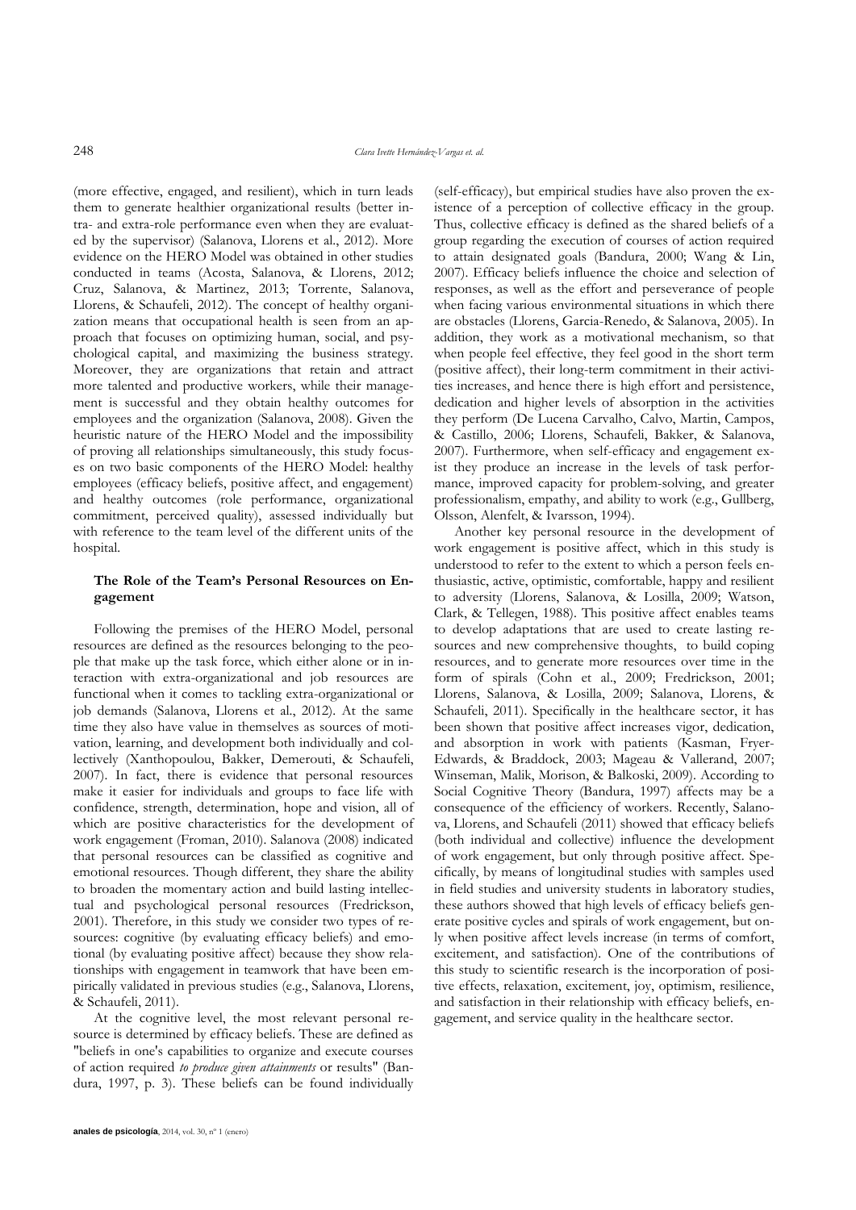(more effective, engaged, and resilient), which in turn leads them to generate healthier organizational results (better intra- and extra-role performance even when they are evaluated by the supervisor) (Salanova, Llorens et al., 2012). More evidence on the HERO Model was obtained in other studies conducted in teams (Acosta, Salanova, & Llorens, 2012; Cruz, Salanova, & Martinez, 2013; Torrente, Salanova, Llorens, & Schaufeli, 2012). The concept of healthy organization means that occupational health is seen from an approach that focuses on optimizing human, social, and psychological capital, and maximizing the business strategy. Moreover, they are organizations that retain and attract more talented and productive workers, while their management is successful and they obtain healthy outcomes for employees and the organization (Salanova, 2008). Given the heuristic nature of the HERO Model and the impossibility of proving all relationships simultaneously, this study focuses on two basic components of the HERO Model: healthy employees (efficacy beliefs, positive affect, and engagement) and healthy outcomes (role performance, organizational commitment, perceived quality), assessed individually but with reference to the team level of the different units of the hospital.

## The Role of the Team's Personal Resources on Engagement

Following the premises of the HERO Model, personal resources are defined as the resources belonging to the people that make up the task force, which either alone or in interaction with extra-organizational and job resources are functional when it comes to tackling extra-organizational or job demands (Salanova, Llorens et al., 2012). At the same time they also have value in themselves as sources of motivation, learning, and development both individually and collectively (Xanthopoulou, Bakker, Demerouti, & Schaufeli, 2007). In fact, there is evidence that personal resources make it easier for individuals and groups to face life with confidence, strength, determination, hope and vision, all of which are positive characteristics for the development of work engagement (Froman, 2010). Salanova (2008) indicated that personal resources can be classified as cognitive and emotional resources. Though different, they share the ability to broaden the momentary action and build lasting intellectual and psychological personal resources (Fredrickson, 2001). Therefore, in this study we consider two types of resources: cognitive (by evaluating efficacy beliefs) and emotional (by evaluating positive affect) because they show relationships with engagement in teamwork that have been empirically validated in previous studies (e.g., Salanova, Llorens, & Schaufeli, 2011).

At the cognitive level, the most relevant personal resource is determined by efficacy beliefs. These are defined as "beliefs in one's capabilities to organize and execute courses of action required *to produce given attainments* or results" (Bandura, 1997, p. 3). These beliefs can be found individually (self-efficacy), but empirical studies have also proven the existence of a perception of collective efficacy in the group. Thus, collective efficacy is defined as the shared beliefs of a group regarding the execution of courses of action required to attain designated goals (Bandura, 2000; Wang & Lin, 2007). Efficacy beliefs influence the choice and selection of responses, as well as the effort and perseverance of people when facing various environmental situations in which there are obstacles (Llorens, Garcia-Renedo, & Salanova, 2005). In addition, they work as a motivational mechanism, so that when people feel effective, they feel good in the short term (positive affect), their long-term commitment in their activities increases, and hence there is high effort and persistence, dedication and higher levels of absorption in the activities they perform (De Lucena Carvalho, Calvo, Martin, Campos, & Castillo, 2006; Llorens, Schaufeli, Bakker, & Salanova, 2007). Furthermore, when self-efficacy and engagement exist they produce an increase in the levels of task performance, improved capacity for problem-solving, and greater professionalism, empathy, and ability to work (e.g., Gullberg, Olsson, Alenfelt, & Ivarsson, 1994).

Another key personal resource in the development of work engagement is positive affect, which in this study is understood to refer to the extent to which a person feels enthusiastic, active, optimistic, comfortable, happy and resilient to adversity (Llorens, Salanova, & Losilla, 2009; Watson, Clark, & Tellegen, 1988). This positive affect enables teams to develop adaptations that are used to create lasting resources and new comprehensive thoughts, to build coping resources, and to generate more resources over time in the form of spirals (Cohn et al., 2009; Fredrickson, 2001; Llorens, Salanova, & Losilla, 2009; Salanova, Llorens, & Schaufeli, 2011). Specifically in the healthcare sector, it has been shown that positive affect increases vigor, dedication, and absorption in work with patients (Kasman, Fryer-Edwards, & Braddock, 2003; Mageau & Vallerand, 2007; Winseman, Malik, Morison, & Balkoski, 2009). According to Social Cognitive Theory (Bandura, 1997) affects may be a consequence of the efficiency of workers. Recently, Salanova, Llorens, and Schaufeli (2011) showed that efficacy beliefs (both individual and collective) influence the development of work engagement, but only through positive affect. Specifically, by means of longitudinal studies with samples used in field studies and university students in laboratory studies, these authors showed that high levels of efficacy beliefs generate positive cycles and spirals of work engagement, but only when positive affect levels increase (in terms of comfort, excitement, and satisfaction). One of the contributions of this study to scientific research is the incorporation of positive effects, relaxation, excitement, joy, optimism, resilience, and satisfaction in their relationship with efficacy beliefs, engagement, and service quality in the healthcare sector.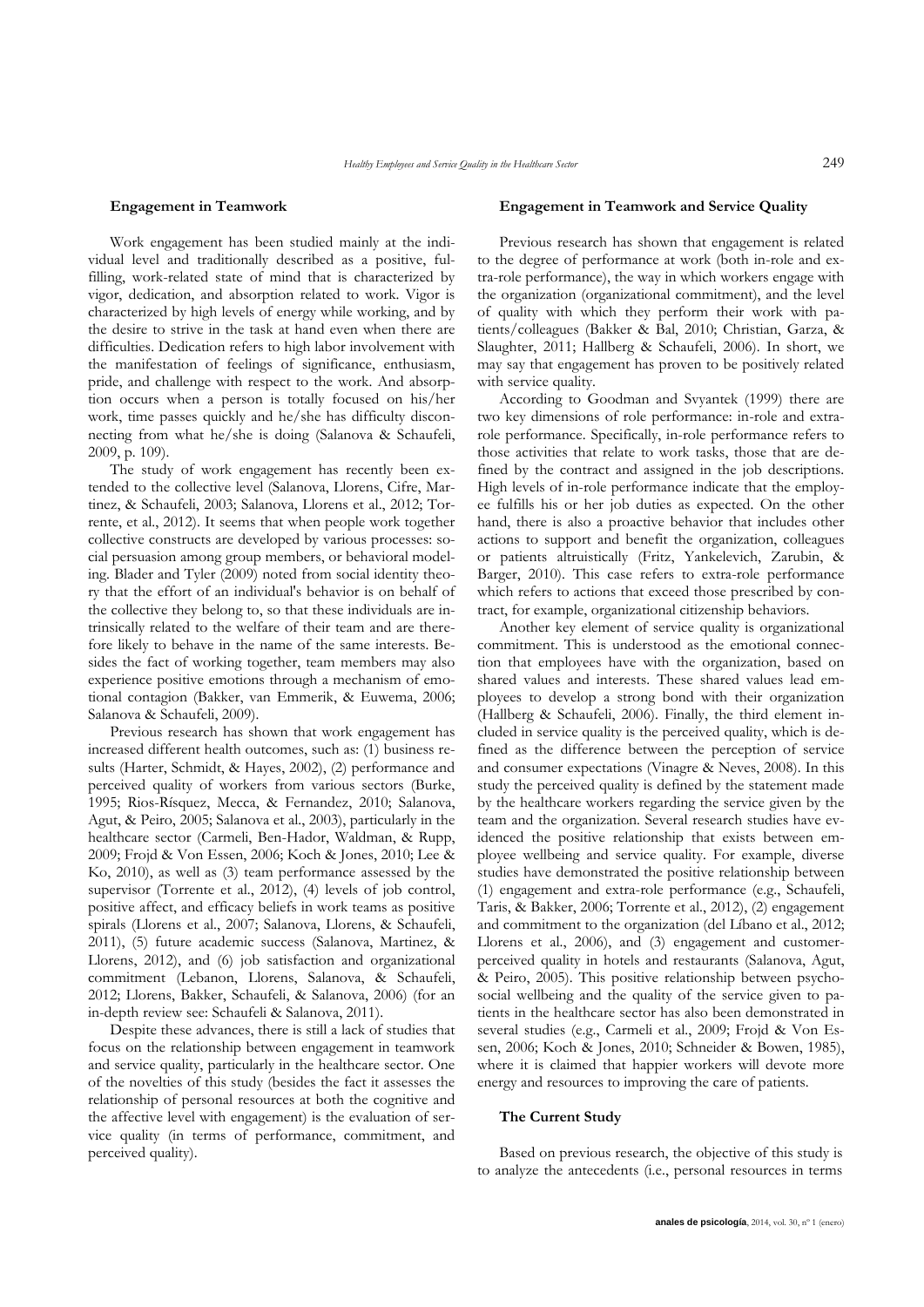### Engagement in Teamwork

Work engagement has been studied mainly at the individual level and traditionally described as a positive, fulfilling, work-related state of mind that is characterized by vigor, dedication, and absorption related to work. Vigor is characterized by high levels of energy while working, and by the desire to strive in the task at hand even when there are difficulties. Dedication refers to high labor involvement with the manifestation of feelings of significance, enthusiasm, pride, and challenge with respect to the work. And absorption occurs when a person is totally focused on his/her work, time passes quickly and he/she has difficulty disconnecting from what he/she is doing (Salanova & Schaufeli, 2009, p. 109).

The study of work engagement has recently been extended to the collective level (Salanova, Llorens, Cifre, Martinez, & Schaufeli, 2003; Salanova, Llorens et al., 2012; Torrente, et al., 2012). It seems that when people work together collective constructs are developed by various processes: social persuasion among group members, or behavioral modeling. Blader and Tyler (2009) noted from social identity theory that the effort of an individual's behavior is on behalf of the collective they belong to, so that these individuals are intrinsically related to the welfare of their team and are therefore likely to behave in the name of the same interests. Besides the fact of working together, team members may also experience positive emotions through a mechanism of emotional contagion (Bakker, van Emmerik, & Euwema, 2006; Salanova & Schaufeli, 2009).

Previous research has shown that work engagement has increased different health outcomes, such as: (1) business results (Harter, Schmidt, & Hayes, 2002), (2) performance and perceived quality of workers from various sectors (Burke, 1995; Rios-Rísquez, Mecca, & Fernandez, 2010; Salanova, Agut, & Peiro, 2005; Salanova et al., 2003), particularly in the healthcare sector (Carmeli, Ben-Hador, Waldman, & Rupp, 2009; Frojd & Von Essen, 2006; Koch & Jones, 2010; Lee & Ko, 2010), as well as (3) team performance assessed by the supervisor (Torrente et al., 2012), (4) levels of job control, positive affect, and efficacy beliefs in work teams as positive spirals (Llorens et al., 2007; Salanova, Llorens, & Schaufeli, 2011), (5) future academic success (Salanova, Martinez, & Llorens, 2012), and (6) job satisfaction and organizational commitment (Lebanon, Llorens, Salanova, & Schaufeli, 2012; Llorens, Bakker, Schaufeli, & Salanova, 2006) (for an in-depth review see: Schaufeli & Salanova, 2011).

Despite these advances, there is still a lack of studies that focus on the relationship between engagement in teamwork and service quality, particularly in the healthcare sector. One of the novelties of this study (besides the fact it assesses the relationship of personal resources at both the cognitive and the affective level with engagement) is the evaluation of service quality (in terms of performance, commitment, and perceived quality).

### Engagement in Teamwork and Service Quality

Previous research has shown that engagement is related to the degree of performance at work (both in-role and extra-role performance), the way in which workers engage with the organization (organizational commitment), and the level of quality with which they perform their work with patients/colleagues (Bakker & Bal, 2010; Christian, Garza, & Slaughter, 2011; Hallberg & Schaufeli, 2006). In short, we may say that engagement has proven to be positively related with service quality.

According to Goodman and Svyantek (1999) there are two key dimensions of role performance: in-role and extra-role performance. Specifically, in-role performance refers to those activities that relate to work tasks, those that are defined by the contract and assigned in the job descriptions. High levels of in-role performance indicate that the employee fulfills his or her job duties as expected. On the other hand, there is also a proactive behavior that includes other actions to support and benefit the organization, colleagues or patients altruistically (Fritz, Yankelevich, Zarubin, & Barger, 2010). This case refers to extra-role performance which refers to actions that exceed those prescribed by contract, for example, organizational citizenship behaviors.

Another key element of service quality is organizational commitment. This is understood as the emotional connection that employees have with the organization, based on shared values and interests. These shared values lead employees to develop a strong bond with their organization (Hallberg & Schaufeli, 2006). Finally, the third element included in service quality is the perceived quality, which is defined as the difference between the perception of service and consumer expectations (Vinagre & Neves, 2008). In this study the perceived quality is defined by the statement made by the healthcare workers regarding the service given by the team and the organization. Several research studies have evidenced the positive relationship that exists between employee wellbeing and service quality. For example, diverse studies have demonstrated the positive relationship between (1) engagement and extra-role performance (e.g., Schaufeli, Taris, & Bakker, 2006; Torrente et al., 2012), (2) engagement and commitment to the organization (del Líbano et al., 2012; Llorens et al., 2006), and (3) engagement and customer-perceived quality in hotels and restaurants (Salanova, Agut, & Peiro, 2005). This positive relationship between psychosocial wellbeing and the quality of the service given to patients in the healthcare sector has also been demonstrated in several studies (e.g., Carmeli et al., 2009; Frojd & Von Essen, 2006; Koch & Jones, 2010; Schneider & Bowen, 1985), where it is claimed that happier workers will devote more energy and resources to improving the care of patients.

### The Current Study

Based on previous research, the objective of this study is to analyze the antecedents (i.e., personal resources in terms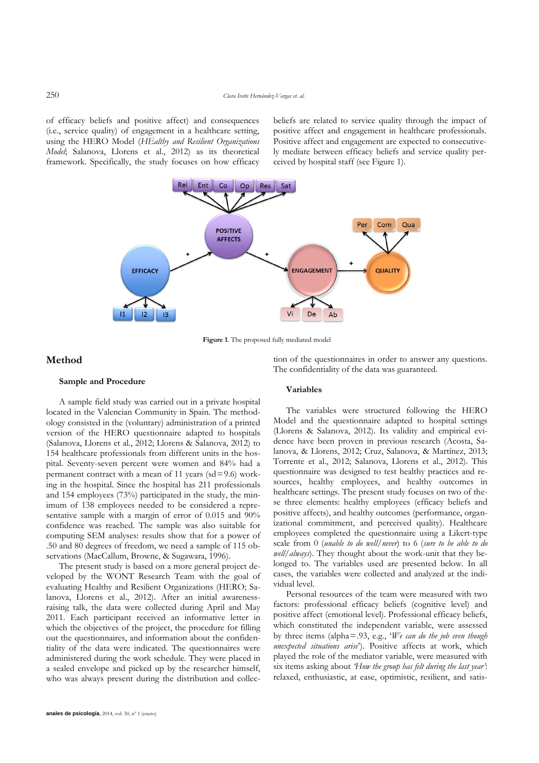of efficacy beliefs and positive affect) and consequences (i.e., service quality) of engagement in a healthcare setting, using the HERO Model (*HEalthy and Resilient Organizations Model*; Salanova, Llorens et al., 2012) as its theoretical framework. Specifically, the study focuses on how efficacy beliefs are related to service quality through the impact of positive affect and engagement in healthcare professionals. Positive affect and engagement are expected to consecutively mediate between efficacy beliefs and service quality perceived by hospital staff (see Figure 1).

**Figure 1**. The proposed fully mediated model

## Method

### Sample and Procedure

A sample field study was carried out in a private hospital located in the Valencian Community in Spain. The methodology consisted in the (voluntary) administration of a printed version of the HERO questionnaire adapted to hospitals (Salanova, Llorens et al., 2012; Llorens & Salanova, 2012) to 154 healthcare professionals from different units in the hospital. Seventy-seven percent were women and 84% had a permanent contract with a mean of 11 years (sd = 9.6) working in the hospital. Since the hospital has 211 professionals and 154 employees (73%) participated in the study, the minimum of 138 employees needed to be considered a representative sample with a margin of error of 0.015 and 90% confidence was reached. The sample was also suitable for computing SEM analyses: results show that for a power of .50 and 80 degrees of freedom, we need a sample of 115 observations (MacCallum, Browne, & Sugawara, 1996).

The present study is based on a more general project developed by the WONT Research Team with the goal of evaluating Healthy and Resilient Organizations (HERO; Salanova, Llorens et al., 2012). After an initial awareness-raising talk, the data were collected during April and May 2011. Each participant received an informative letter in which the objectives of the project, the procedure for filling out the questionnaires, and information about the confidentiality of the data were indicated. The questionnaires were administered during the work schedule. They were placed in a sealed envelope and picked up by the researcher himself, who was always present during the distribution and collection of the questionnaires in order to answer any questions. The confidentiality of the data was guaranteed.

### Variables

The variables were structured following the HERO Model and the questionnaire adapted to hospital settings (Llorens & Salanova, 2012). Its validity and empirical evidence have been proven in previous research (Acosta, Salanova, & Llorens, 2012; Cruz, Salanova, & Martínez, 2013; Torrente et al., 2012; Salanova, Llorens et al., 2012). This questionnaire was designed to test healthy practices and resources, healthy employees, and healthy outcomes in healthcare settings. The present study focuses on two of these three elements: healthy employees (efficacy beliefs and positive affects), and healthy outcomes (performance, organizational commitment, and perceived quality). Healthcare employees completed the questionnaire using a Likert-type scale from 0 (*unable to do well/never*) to 6 (*sure to be able to do well/always*). They thought about the work-unit that they belonged to. The variables used are presented below. In all cases, the variables were collected and analyzed at the individual level.

Personal resources of the team were measured with two factors: professional efficacy beliefs (cognitive level) and positive affect (emotional level). Professional efficacy beliefs, which constituted the independent variable, were assessed by three items (alpha = .93, e.g., '*We can do the job even though unexpected situations arise*'). Positive affects at work, which played the role of the mediator variable, were measured with six items asking about *'How the group has felt during the last year'*: relaxed, enthusiastic, at ease, optimistic, resilient, and satis-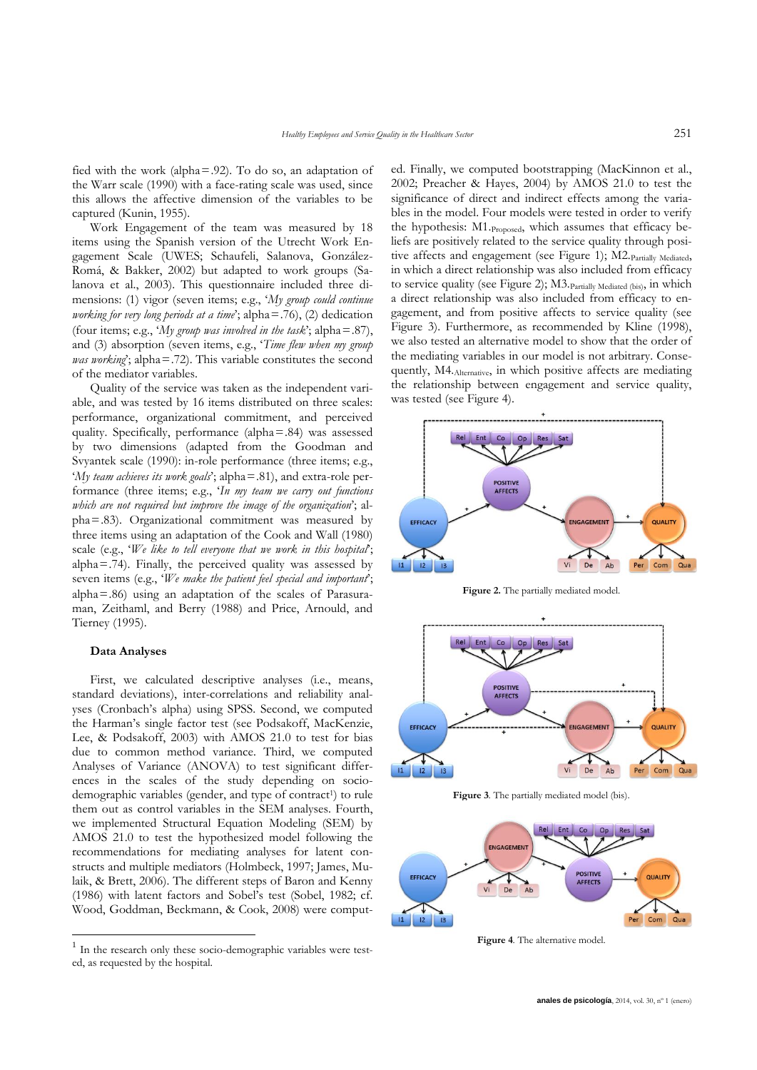fied with the work (alpha = .92). To do so, an adaptation of the Warr scale (1990) with a face-rating scale was used, since this allows the affective dimension of the variables to be captured (Kunin, 1955).

Work Engagement of the team was measured by 18 items using the Spanish version of the Utrecht Work Engagement Scale (UWES; Schaufeli, Salanova, González-Romá, & Bakker, 2002) but adapted to work groups (Salanova et al., 2003). This questionnaire included three dimensions: (1) vigor (seven items; e.g., '*My group could continue working for very long periods at a time*'; alpha = .76), (2) dedication (four items; e.g., '*My group was involved in the task*'; alpha = .87), and (3) absorption (seven items, e.g., '*Time flew when my group was working*'; alpha = .72). This variable constitutes the second of the mediator variables.

Quality of the service was taken as the independent variable, and was tested by 16 items distributed on three scales: performance, organizational commitment, and perceived quality. Specifically, performance (alpha = .84) was assessed by two dimensions (adapted from the Goodman and Svyantek scale (1990): in-role performance (three items; e.g., '*My team achieves its work goals*'; alpha = .81), and extra-role performance (three items; e.g., '*In my team we carry out functions which are not required but improve the image of the organization*'; alpha = .83). Organizational commitment was measured by three items using an adaptation of the Cook and Wall (1980) scale (e.g., '*We like to tell everyone that we work in this hospital*'; alpha = .74). Finally, the perceived quality was assessed by seven items (e.g., '*We make the patient feel special and important*'; alpha = .86) using an adaptation of the scales of Parasuraman, Zeithaml, and Berry (1988) and Price, Arnould, and Tierney (1995).

### Data Analyses

First, we calculated descriptive analyses (i.e., means, standard deviations), inter-correlations and reliability analyses (Cronbach's alpha) using SPSS. Second, we computed the Harman's single factor test (see Podsakoff, MacKenzie, Lee, & Podsakoff, 2003) with AMOS 21.0 to test for bias due to common method variance. Third, we computed Analyses of Variance (ANOVA) to test significant differences in the scales of the study depending on socio-demographic variables (gender, and type of contract[1]) to rule them out as control variables in the SEM analyses. Fourth, we implemented Structural Equation Modeling (SEM) by AMOS 21.0 to test the hypothesized model following the recommendations for mediating analyses for latent constructs and multiple mediators (Holmbeck, 1997; James, Mulaik, & Brett, 2006). The different steps of Baron and Kenny (1986) with latent factors and Sobel's test (Sobel, 1982; cf. Wood, Goddman, Beckmann, & Cook, 2008) were computed. Finally, we computed bootstrapping (MacKinnon et al., 2002; Preacher & Hayes, 2004) by AMOS 21.0 to test the significance of direct and indirect effects among the variables in the model. Four models were tested in order to verify the hypothesis: M1.$_{\text{Proposed}}$, which assumes that efficacy beliefs are positively related to the service quality through positive affects and engagement (see Figure 1); M2.$_{\text{Partially Mediated}}$, in which a direct relationship was also included from efficacy to service quality (see Figure 2); M3.$_{\text{Partially Mediated (bis)}}$, in which a direct relationship was also included from efficacy to engagement, and from positive affects to service quality (see Figure 3). Furthermore, as recommended by Kline (1998), we also tested an alternative model to show that the order of the mediating variables in our model is not arbitrary. Consequently, M4.$_{\text{Alternative}}$, in which positive affects are mediating the relationship between engagement and service quality, was tested (see Figure 4).

**Figure 2.** The partially mediated model.

**Figure 3**. The partially mediated model (bis).

**Figure 4**. The alternative model.

[1] In the research only these socio-demographic variables were tested, as requested by the hospital.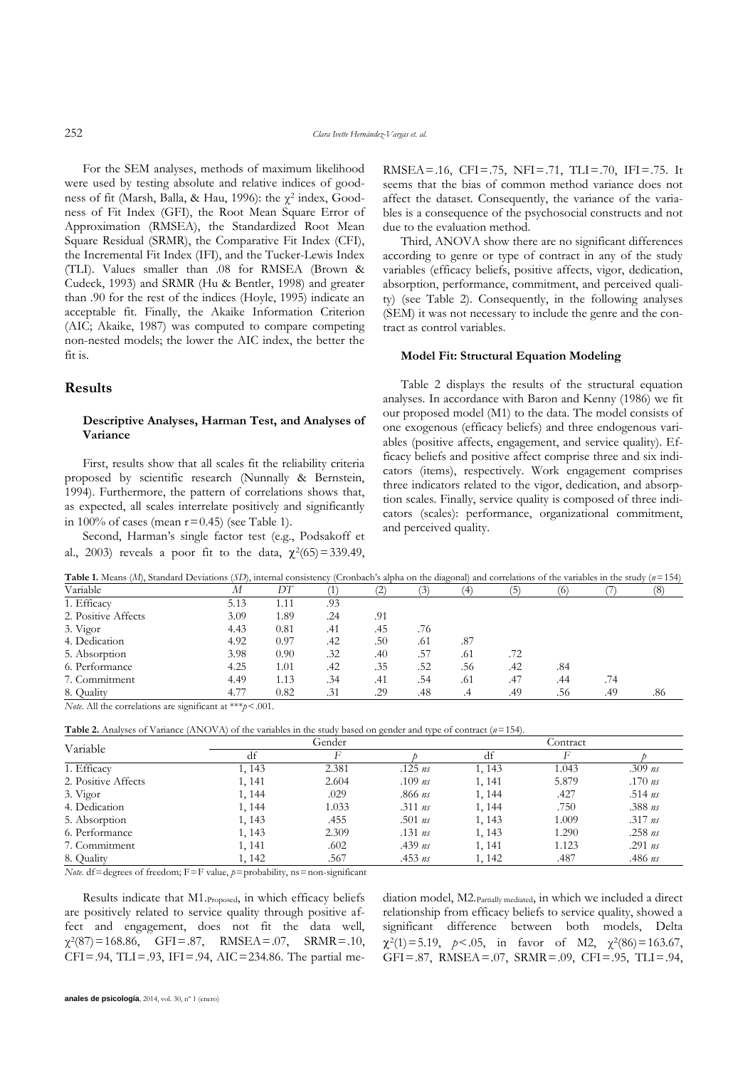For the SEM analyses, methods of maximum likelihood were used by testing absolute and relative indices of goodness of fit (Marsh, Balla, & Hau, 1996): the $\chi^2$ index, Goodness of Fit Index (GFI), the Root Mean Square Error of Approximation (RMSEA), the Standardized Root Mean Square Residual (SRMR), the Comparative Fit Index (CFI), the Incremental Fit Index (IFI), and the Tucker-Lewis Index (TLI). Values smaller than .08 for RMSEA (Brown & Cudeck, 1993) and SRMR (Hu & Bentler, 1998) and greater than .90 for the rest of the indices (Hoyle, 1995) indicate an acceptable fit. Finally, the Akaike Information Criterion (AIC; Akaike, 1987) was computed to compare competing non-nested models; the lower the AIC index, the better the fit is.

## Results

### Descriptive Analyses, Harman Test, and Analyses of Variance

First, results show that all scales fit the reliability criteria proposed by scientific research (Nunnally & Bernstein, 1994). Furthermore, the pattern of correlations shows that, as expected, all scales interrelate positively and significantly in 100% of cases (mean r = 0.45) (see Table 1).

Second, Harman's single factor test (e.g., Podsakoff et al., 2003) reveals a poor fit to the data, $\chi^2(65) = 339.49$, RMSEA = .16, CFI = .75, NFI = .71, TLI = .70, IFI = .75. It seems that the bias of common method variance does not affect the dataset. Consequently, the variance of the variables is a consequence of the psychosocial constructs and not due to the evaluation method.

Third, ANOVA show there are no significant differences according to genre or type of contract in any of the study variables (efficacy beliefs, positive affects, vigor, dedication, absorption, performance, commitment, and perceived quality) (see Table 2). Consequently, in the following analyses (SEM) it was not necessary to include the genre and the contract as control variables.

### Model Fit: Structural Equation Modeling

Table 2 displays the results of the structural equation analyses. In accordance with Baron and Kenny (1986) we fit our proposed model (M1) to the data. The model consists of one exogenous (efficacy beliefs) and three endogenous variables (positive affects, engagement, and service quality). Efficacy beliefs and positive affect comprise three and six indicators (items), respectively. Work engagement comprises three indicators related to the vigor, dedication, and absorption scales. Finally, service quality is composed of three indicators (scales): performance, organizational commitment, and perceived quality.

**Table 1.** Means (*M*), Standard Deviations (*SD*), internal consistency (Cronbach's alpha on the diagonal) and correlations of the variables in the study ($n = 154$)

| Variable | *M* | *DT* | (1) | (2) | (3) | (4) | (5) | (6) | (7) | (8) |
|---|---|---|---|---|---|---|---|---|---|---|
| 1. Efficacy | 5.13 | 1.11 | .93 | | | | | | | |
| 2. Positive Affects | 3.09 | 1.89 | .24 | .91 | | | | | | |
| 3. Vigor | 4.43 | 0.81 | .41 | .45 | .76 | | | | | |
| 4. Dedication | 4.92 | 0.97 | .42 | .50 | .61 | .87 | | | | |
| 5. Absorption | 3.98 | 0.90 | .32 | .40 | .57 | .61 | .72 | | | |
| 6. Performance | 4.25 | 1.01 | .42 | .35 | .52 | .56 | .42 | .84 | | |
| 7. Commitment | 4.49 | 1.13 | .34 | .41 | .54 | .61 | .47 | .44 | .74 | |
| 8. Quality | 4.77 | 0.82 | .31 | .29 | .48 | .4 | .49 | .56 | .49 | .86 |

*Note.* All the correlations are significant at ***$p < .001$.

**Table 2.** Analyses of Variance (ANOVA) of the variables in the study based on gender and type of contract ($n = 154$).

| Variable | Gender | | | Contract | | |
|---|---|---|---|---|---|---|
| | df | *F* | *p* | df | *F* | *p* |
| 1. Efficacy | 1, 143 | 2.381 | .125 *ns* | 1, 143 | 1.043 | .309 *ns* |
| 2. Positive Affects | 1, 141 | 2.604 | .109 *ns* | 1, 141 | 5.879 | .170 *ns* |
| 3. Vigor | 1, 144 | .029 | .866 *ns* | 1, 144 | .427 | .514 *ns* |
| 4. Dedication | 1, 144 | 1.033 | .311 *ns* | 1, 144 | .750 | .388 *ns* |
| 5. Absorption | 1, 143 | .455 | .501 *ns* | 1, 143 | 1.009 | .317 *ns* |
| 6. Performance | 1, 143 | 2.309 | .131 *ns* | 1, 143 | 1.290 | .258 *ns* |
| 7. Commitment | 1, 141 | .602 | .439 *ns* | 1, 141 | 1.123 | .291 *ns* |
| 8. Quality | 1, 142 | .567 | .453 *ns* | 1, 142 | .487 | .486 *ns* |

*Note.* df = degrees of freedom; F = F value, *p* = probability, ns = non-significant

Results indicate that $M1._{Proposed}$, in which efficacy beliefs are positively related to service quality through positive affect and engagement, does not fit the data well, $\chi^2(87) = 168.86$, GFI = .87, RMSEA = .07, SRMR = .10, CFI = .94, TLI = .93, IFI = .94, AIC = 234.86. The partial mediation model, $M2._{Partially\ mediated}$, in which we included a direct relationship from efficacy beliefs to service quality, showed a significant difference between both models, Delta $\chi^2(1) = 5.19$, $p < .05$, in favor of M2, $\chi^2(86) = 163.67$, GFI = .87, RMSEA = .07, SRMR = .09, CFI = .95, TLI = .94,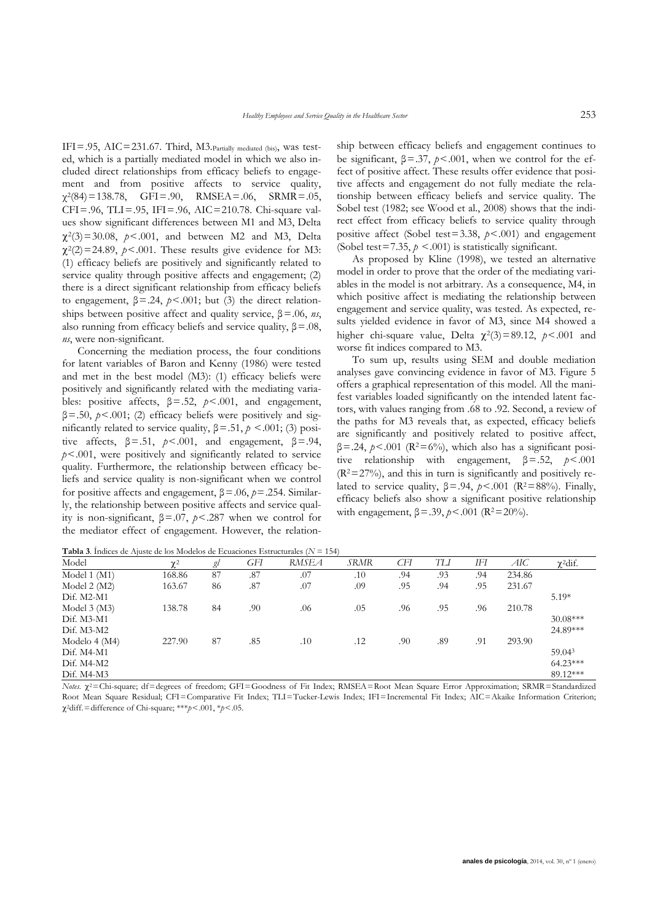IFI = .95, AIC = 231.67. Third, M3.$_{\text{Partially mediated (bis)}}$, was tested, which is a partially mediated model in which we also included direct relationships from efficacy beliefs to engagement and from positive affects to service quality, $\chi^2(84) = 138.78$, GFI = .90, RMSEA = .06, SRMR = .05, CFI = .96, TLI = .95, IFI = .96, AIC = 210.78. Chi-square values show significant differences between M1 and M3, Delta $\chi^2(3) = 30.08$, $p < .001$, and between M2 and M3, Delta $\chi^2(2) = 24.89$, $p < .001$. These results give evidence for M3: (1) efficacy beliefs are positively and significantly related to service quality through positive affects and engagement; (2) there is a direct significant relationship from efficacy beliefs to engagement, $\beta = .24$, $p < .001$; but (3) the direct relationships between positive affect and quality service, $\beta = .06$, *ns*, also running from efficacy beliefs and service quality, $\beta = .08$, *ns*, were non-significant.

Concerning the mediation process, the four conditions for latent variables of Baron and Kenny (1986) were tested and met in the best model (M3): (1) efficacy beliefs were positively and significantly related with the mediating variables: positive affects, $\beta = .52$, $p < .001$, and engagement, $\beta = .50$, $p < .001$; (2) efficacy beliefs were positively and significantly related to service quality, $\beta = .51$, $p < .001$; (3) positive affects, $\beta = .51$, $p < .001$, and engagement, $\beta = .94$, $p < .001$, were positively and significantly related to service quality. Furthermore, the relationship between efficacy beliefs and service quality is non-significant when we control for positive affects and engagement, $\beta = .06$, $p = .254$. Similarly, the relationship between positive affects and service quality is non-significant, $\beta = .07$, $p < .287$ when we control for the mediator effect of engagement. However, the relationship between efficacy beliefs and engagement continues to be significant, $\beta = .37$, $p < .001$, when we control for the effect of positive affect. These results offer evidence that positive affects and engagement do not fully mediate the relationship between efficacy beliefs and service quality. The Sobel test (1982; see Wood et al., 2008) shows that the indirect effect from efficacy beliefs to service quality through positive affect (Sobel test = 3.38, $p < .001$) and engagement (Sobel test = 7.35, $p < .001$) is statistically significant.

As proposed by Kline (1998), we tested an alternative model in order to prove that the order of the mediating variables in the model is not arbitrary. As a consequence, M4, in which positive affect is mediating the relationship between engagement and service quality, was tested. As expected, results yielded evidence in favor of M3, since M4 showed a higher chi-square value, Delta $\chi^2(3) = 89.12$, $p < .001$ and worse fit indices compared to M3.

To sum up, results using SEM and double mediation analyses gave convincing evidence in favor of M3. Figure 5 offers a graphical representation of this model. All the manifest variables loaded significantly on the intended latent factors, with values ranging from .68 to .92. Second, a review of the paths for M3 reveals that, as expected, efficacy beliefs are significantly and positively related to positive affect, $\beta = .24$, $p < .001$ ($R^2 = 6\%$), which also has a significant positive relationship with engagement, $\beta = .52$, $p < .001$ ($R^2 = 27\%$), and this in turn is significantly and positively related to service quality, $\beta = .94$, $p < .001$ ($R^2 = 88\%$). Finally, efficacy beliefs also show a significant positive relationship with engagement, $\beta = .39$, $p < .001$ ($R^2 = 20\%$).

**Tabla 3**. Índices de Ajuste de los Modelos de Ecuaciones Estructurales ($N = 154$)

| Model | $\chi^2$ | *gl* | *GFI* | *RMSEA* | *SRMR* | *CFI* | *TLI* | *IFI* | *AIC* | $\chi^2$dif. |
|---|---|---|---|---|---|---|---|---|---|---|
| Model 1 (M1) | 168.86 | 87 | .87 | .07 | .10 | .94 | .93 | .94 | 234.86 | |
| Model 2 (M2) | 163.67 | 86 | .87 | .07 | .09 | .95 | .94 | .95 | 231.67 | |
| Dif. M2-M1 | | | | | | | | | | 5.19* |
| Model 3 (M3) | 138.78 | 84 | .90 | .06 | .05 | .96 | .95 | .96 | 210.78 | |
| Dif. M3-M1 | | | | | | | | | | 30.08*** |
| Dif. M3-M2 | | | | | | | | | | 24.89*** |
| Modelo 4 (M4) | 227.90 | 87 | .85 | .10 | .12 | .90 | .89 | .91 | 293.90 | |
| Dif. M4-M1 | | | | | | | | | | 59.04[3] |
| Dif. M4-M2 | | | | | | | | | | 64.23*** |
| Dif. M4-M3 | | | | | | | | | | 89.12*** |

*Notes.* $\chi^2$ = Chi-square; df = degrees of freedom; GFI = Goodness of Fit Index; RMSEA = Root Mean Square Error Approximation; SRMR = Standardized Root Mean Square Residual; CFI = Comparative Fit Index; TLI = Tucker-Lewis Index; IFI = Incremental Fit Index; AIC = Akaike Information Criterion; $\chi^2$diff. = difference of Chi-square; ***$p < .001$, *$p < .05$.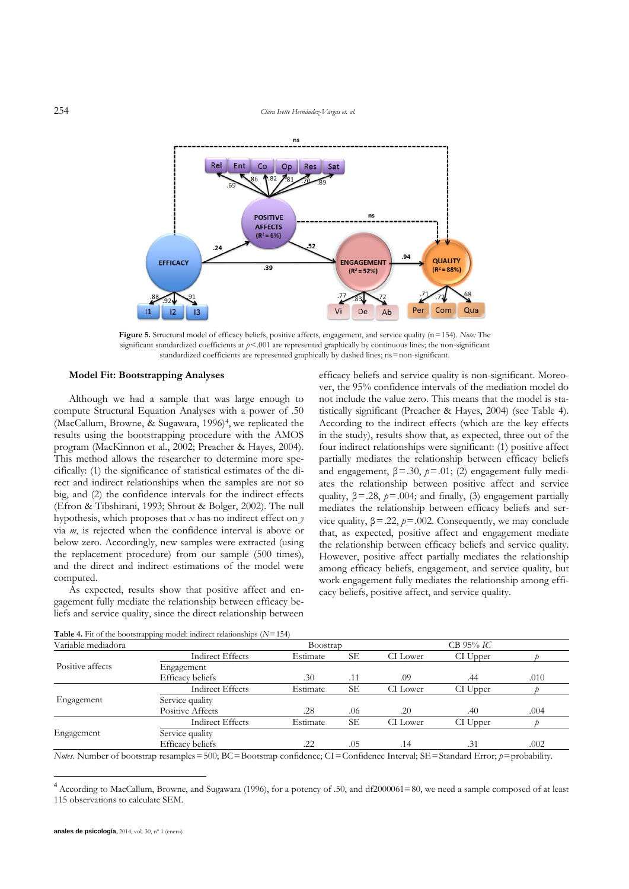Figure 5. Structural model of efficacy beliefs, positive affects, engagement, and service quality (n = 154). *Note:* The significant standardized coefficients at $p < .001$ are represented graphically by continuous lines; the non-significant standardized coefficients are represented graphically by dashed lines; ns = non-significant.

### Model Fit: Bootstrapping Analyses

Although we had a sample that was large enough to compute Structural Equation Analyses with a power of .50 (MacCallum, Browne, & Sugawara, 1996)[4], we replicated the results using the bootstrapping procedure with the AMOS program (MacKinnon et al., 2002; Preacher & Hayes, 2004). This method allows the researcher to determine more specifically: (1) the significance of statistical estimates of the direct and indirect relationships when the samples are not so big, and (2) the confidence intervals for the indirect effects (Efron & Tibshirani, 1993; Shrout & Bolger, 2002). The null hypothesis, which proposes that *x* has no indirect effect on *y* via *m*, is rejected when the confidence interval is above or below zero. Accordingly, new samples were extracted (using the replacement procedure) from our sample (500 times), and the direct and indirect estimations of the model were computed.

As expected, results show that positive affect and engagement fully mediate the relationship between efficacy beliefs and service quality, since the direct relationship between efficacy beliefs and service quality is non-significant. Moreover, the 95% confidence intervals of the mediation model do not include the value zero. This means that the model is statistically significant (Preacher & Hayes, 2004) (see Table 4). According to the indirect effects (which are the key effects in this study), results show that, as expected, three out of the four indirect relationships were significant: (1) positive affect partially mediates the relationship between efficacy beliefs and engagement, $\beta = .30$, $p = .01$; (2) engagement fully mediates the relationship between positive affect and service quality, $\beta = .28$, $p = .004$; and finally, (3) engagement partially mediates the relationship between efficacy beliefs and service quality, $\beta = .22$, $p = .002$. Consequently, we may conclude that, as expected, positive affect and engagement mediate the relationship between efficacy beliefs and service quality. However, positive affect partially mediates the relationship among efficacy beliefs, engagement, and service quality, but work engagement fully mediates the relationship among efficacy beliefs, positive affect, and service quality.

**Table 4.** Fit of the bootstrapping model: indirect relationships ($N = 154$)

| Variable mediadora | | Boostrap | | CB 95% *IC* | | |
|---|---|---|---|---|---|---|
| | Indirect Effects | Estimate | SE | CI Lower | CI Upper | *p* |
| Positive affects | Engagement | | | | | |
| | Efficacy beliefs | .30 | .11 | .09 | .44 | .010 |
| | Indirect Effects | Estimate | SE | CI Lower | CI Upper | *p* |
| Engagement | Service quality | | | | | |
| | Positive Affects | .28 | .06 | .20 | .40 | .004 |
| | Indirect Effects | Estimate | SE | CI Lower | CI Upper | *p* |
| Engagement | Service quality | | | | | |
| | Efficacy beliefs | .22 | .05 | .14 | .31 | .002 |

*Notes.* Number of bootstrap resamples = 500; BC = Bootstrap confidence; CI = Confidence Interval; SE = Standard Error; *p* = probability.

[4] According to MacCallum, Browne, and Sugawara (1996), for a potency of .50, and df2000061 = 80, we need a sample composed of at least 115 observations to calculate SEM.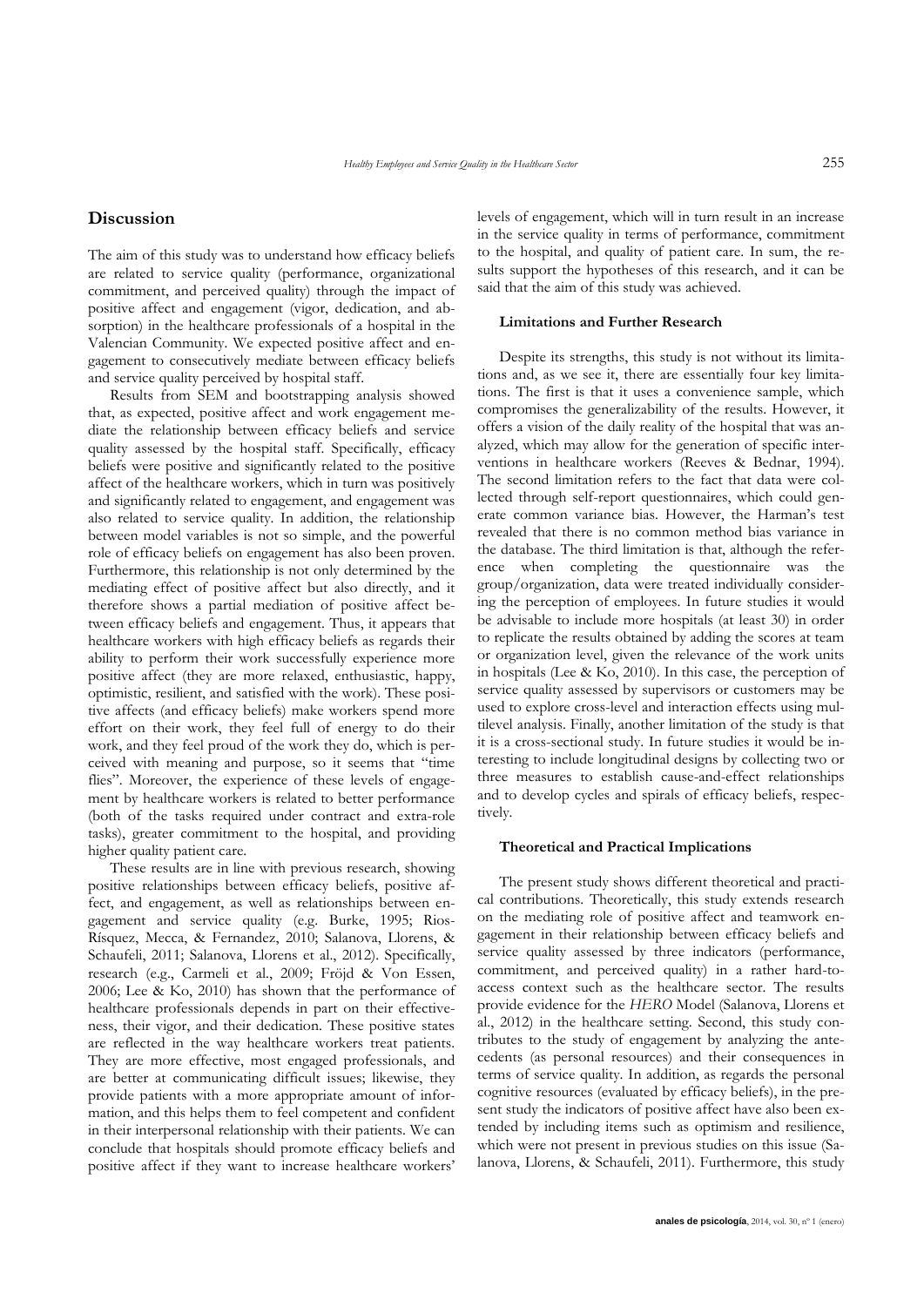## Discussion

The aim of this study was to understand how efficacy beliefs are related to service quality (performance, organizational commitment, and perceived quality) through the impact of positive affect and engagement (vigor, dedication, and absorption) in the healthcare professionals of a hospital in the Valencian Community. We expected positive affect and engagement to consecutively mediate between efficacy beliefs and service quality perceived by hospital staff.

Results from SEM and bootstrapping analysis showed that, as expected, positive affect and work engagement mediate the relationship between efficacy beliefs and service quality assessed by the hospital staff. Specifically, efficacy beliefs were positive and significantly related to the positive affect of the healthcare workers, which in turn was positively and significantly related to engagement, and engagement was also related to service quality. In addition, the relationship between model variables is not so simple, and the powerful role of efficacy beliefs on engagement has also been proven. Furthermore, this relationship is not only determined by the mediating effect of positive affect but also directly, and it therefore shows a partial mediation of positive affect between efficacy beliefs and engagement. Thus, it appears that healthcare workers with high efficacy beliefs as regards their ability to perform their work successfully experience more positive affect (they are more relaxed, enthusiastic, happy, optimistic, resilient, and satisfied with the work). These positive affects (and efficacy beliefs) make workers spend more effort on their work, they feel full of energy to do their work, and they feel proud of the work they do, which is perceived with meaning and purpose, so it seems that "time flies". Moreover, the experience of these levels of engagement by healthcare workers is related to better performance (both of the tasks required under contract and extra-role tasks), greater commitment to the hospital, and providing higher quality patient care.

These results are in line with previous research, showing positive relationships between efficacy beliefs, positive affect, and engagement, as well as relationships between engagement and service quality (e.g. Burke, 1995; Rios-Rísquez, Mecca, & Fernandez, 2010; Salanova, Llorens, & Schaufeli, 2011; Salanova, Llorens et al., 2012). Specifically, research (e.g., Carmeli et al., 2009; Fröjd & Von Essen, 2006; Lee & Ko, 2010) has shown that the performance of healthcare professionals depends in part on their effectiveness, their vigor, and their dedication. These positive states are reflected in the way healthcare workers treat patients. They are more effective, most engaged professionals, and are better at communicating difficult issues; likewise, they provide patients with a more appropriate amount of information, and this helps them to feel competent and confident in their interpersonal relationship with their patients. We can conclude that hospitals should promote efficacy beliefs and positive affect if they want to increase healthcare workers' levels of engagement, which will in turn result in an increase in the service quality in terms of performance, commitment to the hospital, and quality of patient care. In sum, the results support the hypotheses of this research, and it can be said that the aim of this study was achieved.

### Limitations and Further Research

Despite its strengths, this study is not without its limitations and, as we see it, there are essentially four key limitations. The first is that it uses a convenience sample, which compromises the generalizability of the results. However, it offers a vision of the daily reality of the hospital that was analyzed, which may allow for the generation of specific interventions in healthcare workers (Reeves & Bednar, 1994). The second limitation refers to the fact that data were collected through self-report questionnaires, which could generate common variance bias. However, the Harman's test revealed that there is no common method bias variance in the database. The third limitation is that, although the reference when completing the questionnaire was the group/organization, data were treated individually considering the perception of employees. In future studies it would be advisable to include more hospitals (at least 30) in order to replicate the results obtained by adding the scores at team or organization level, given the relevance of the work units in hospitals (Lee & Ko, 2010). In this case, the perception of service quality assessed by supervisors or customers may be used to explore cross-level and interaction effects using multilevel analysis. Finally, another limitation of the study is that it is a cross-sectional study. In future studies it would be interesting to include longitudinal designs by collecting two or three measures to establish cause-and-effect relationships and to develop cycles and spirals of efficacy beliefs, respectively.

### Theoretical and Practical Implications

The present study shows different theoretical and practical contributions. Theoretically, this study extends research on the mediating role of positive affect and teamwork engagement in their relationship between efficacy beliefs and service quality assessed by three indicators (performance, commitment, and perceived quality) in a rather hard-to-access context such as the healthcare sector. The results provide evidence for the *HERO* Model (Salanova, Llorens et al., 2012) in the healthcare setting. Second, this study contributes to the study of engagement by analyzing the antecedents (as personal resources) and their consequences in terms of service quality. In addition, as regards the personal cognitive resources (evaluated by efficacy beliefs), in the present study the indicators of positive affect have also been extended by including items such as optimism and resilience, which were not present in previous studies on this issue (Salanova, Llorens, & Schaufeli, 2011). Furthermore, this study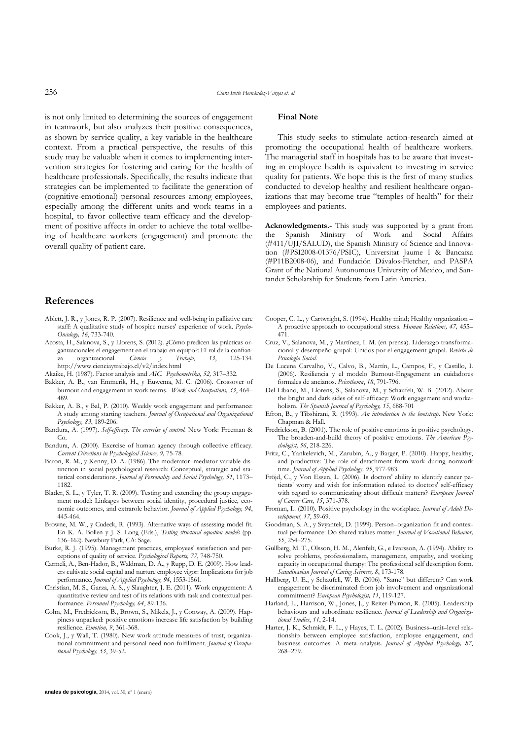is not only limited to determining the sources of engagement in teamwork, but also analyzes their positive consequences, as shown by service quality, a key variable in the healthcare context. From a practical perspective, the results of this study may be valuable when it comes to implementing intervention strategies for fostering and caring for the health of healthcare professionals. Specifically, the results indicate that strategies can be implemented to facilitate the generation of (cognitive-emotional) personal resources among employees, especially among the different units and work teams in a hospital, to favor collective team efficacy and the development of positive affects in order to achieve the total wellbeing of healthcare workers (engagement) and promote the overall quality of patient care.

### Final Note

This study seeks to stimulate action-research aimed at promoting the occupational health of healthcare workers. The managerial staff in hospitals has to be aware that investing in employee health is equivalent to investing in service quality for patients. We hope this is the first of many studies conducted to develop healthy and resilient healthcare organizations that may become true "temples of health" for their employees and patients.

**Acknowledgments.-** This study was supported by a grant from the Spanish Ministry of Work and Social Affairs (#411/UJI/SALUD), the Spanish Ministry of Science and Innovation (#PSI2008-01376/PSIC), Universitat Jaume I & Bancaixa (#P11B2008-06), and Fundación Dávalos-Fletcher, and PASPA Grant of the National Autonomous University of Mexico, and Santander Scholarship for Students from Latin America.

## References

Ablett, J. R., y Jones, R. P. (2007). Resilience and well-being in palliative care staff: A qualitative study of hospice nurses' experience of work. *Psycho-Oncology, 16*, 733-740.

Acosta, H., Salanova, S., y Llorens, S. (2012). ¿Cómo predicen las prácticas organizacionales el engagement en el trabajo en equipo?: El rol de la confianza organizacional. *Ciencia y Trabajo*, *13*, 125-134. http://www.cienciaytrabajo.cl/v2/index.html

Akaike, H. (1987). Factor analysis and *AIC*. *Psychometrika, 52,* 317–332.

Bakker, A. B., van Emmerik, H., y Euwema, M. C. (2006). Crossover of burnout and engagement in work teams. *Work and Occupations, 33*, 464–489.

Bakker, A. B., y Bal, P. (2010). Weekly work engagement and performance: A study among starting teachers. *Journal of Occupational and Organizational Psychology, 83*, 189-206.

Bandura, A. (1997). *Self-efficacy. The exercise of control.* New York: Freeman & Co.

Bandura, A. (2000). Exercise of human agency through collective efficacy. *Current Directions in Psychological Science, 9,* 75-78.

Baron, R. M., y Kenny, D. A. (1986). The moderator–mediator variable distinction in social psychological research: Conceptual, strategic and statistical considerations. *Journal of Personality and Social Psychology, 51*, 1173–1182.

Blader, S. L., y Tyler, T. R. (2009). Testing and extending the group engagement model: Linkages between social identity, procedural justice, economic outcomes, and extrarole behavior. *Journal of Applied Psychology, 94*, 445-464.

Browne, M. W., y Cudeck, R. (1993). Alternative ways of assessing model fit. En K. A. Bollen y J. S. Long (Eds.), *Testing structural equation models* (pp. 136–162). Newbury Park, CA: Sage.

Burke, R. J. (1995). Management practices, employees' satisfaction and perceptions of quality of service. *Psychological Reports, 77*, 748-750.

Carmeli, A., Ben-Hador, B., Waldman, D. A., y Rupp, D. E. (2009). How leaders cultivate social capital and nurture employee vigor: Implications for job performance. *Journal of Applied Psychology, 94*, 1553-1561.

Christian, M. S., Garza, A. S., y Slaughter, J. E. (2011). Work engagement: A quantitative review and test of its relations with task and contextual performance. *Personnel Psychology, 64*, 89-136.

Cohn, M., Fredrickson, B., Brown, S., Mikels, J., y Conway, A. (2009). Happiness unpacked: positive emotions increase life satisfaction by building resilience. *Emotion, 9*, 361-368.

Cook, J., y Wall, T. (1980). New work attitude measures of trust, organizational commitment and personal need non-fulfillment. *Journal of Occupational Psychology, 53*, 39-52.

Cooper, C. L., y Cartwright, S. (1994). Healthy mind; Healthy organization – A proactive approach to occupational stress. *Human Relations, 47,* 455–471.

Cruz, V., Salanova, M., y Martínez, I. M. (en prensa). Liderazgo transformacional y desempeño grupal: Unidos por el engagement grupal. *Revista de Psicología Social.*

De Lucena Carvalho, V., Calvo, B., Martín, L., Campos, F., y Castillo, I. (2006). Resiliencia y el modelo Burnout-Engagement en cuidadores formales de ancianos. *Psicothema*, *18*, 791-796.

Del Líbano, M., Llorens, S., Salanova, M., y Schaufeli, W. B. (2012). About the bright and dark sides of self-efficacy: Work engagement and workaholism. *The Spanish Journal of Psychology, 15*, 688-701

Efron, B., y Tibshirani, R. (1993). *An introduction to the bootstrap*. New York: Chapman & Hall.

Fredrickson, B. (2001). The role of positive emotions in positive psychology. The broaden-and-build theory of positive emotions. *The American Psychologist, 56*, 218-226.

Fritz, C., Yankelevich, M., Zarubin, A., y Barger, P. (2010). Happy, healthy, and productive: The role of detachment from work during nonwork time. *Journal of Applied Psychology, 95*, 977-983.

Fröjd, C., y Von Essen, L. (2006). Is doctors' ability to identify cancer patients' worry and wish for information related to doctors' self-efficacy with regard to communicating about difficult matters? *European Journal of Cancer Care, 15*, 371-378.

Froman, L. (2010). Positive psychology in the workplace. *Journal of Adult Development, 17*, 59-69.

Goodman, S. A., y Svyantek, D. (1999). Person–organization fit and contextual performance: Do shared values matter. *Journal of Vocational Behavior, 55*, 254–275.

Gullberg, M. T., Olsson, H. M., Alenfelt, G., e Ivarsson, A. (1994). Ability to solve problems, professionalism, management, empathy, and working capacity in occupational therapy: The professional self description form. *Scandinavian Journal of Caring Sciences, 8*, 173-178.

Hallberg, U. E., y Schaufeli, W. B. (2006). "Same" but different? Can work engagement be discriminated from job involvement and organizational commitment? *European Psychologist, 11*, 119-127.

Harland, L., Harrison, W., Jones, J., y Reiter-Palmon, R. (2005). Leadership behaviours and subordinate resilience. *Journal of Leadership and Organizational Studies*, *11*, 2-14.

Harter, J. K., Schmidt, F. L., y Hayes, T. L. (2002). Business–unit–level relationship between employee satisfaction, employee engagement, and business outcomes: A meta–analysis. *Journal of Applied Psychology, 87*, 268–279.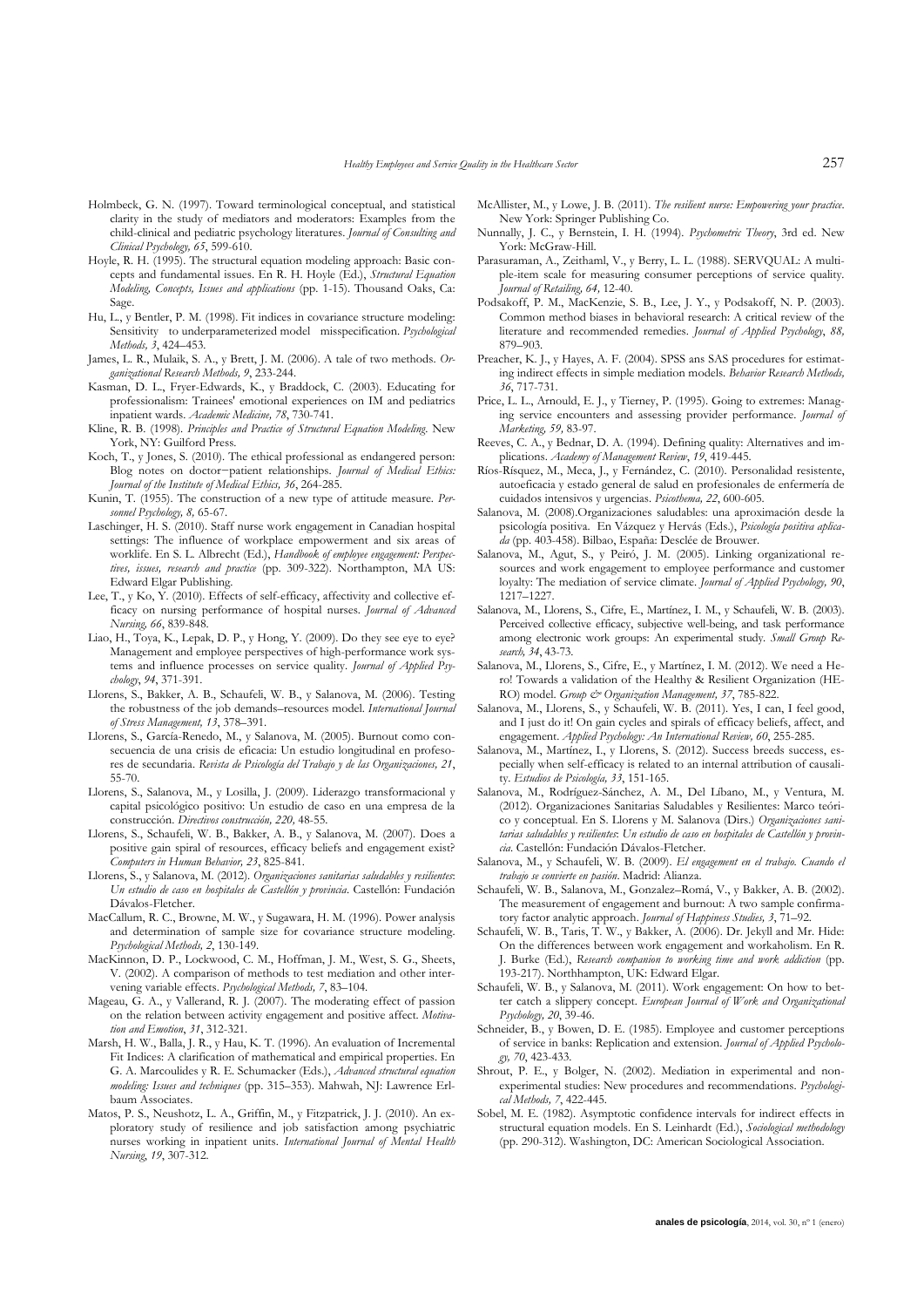Holmbeck, G. N. (1997). Toward terminological conceptual, and statistical clarity in the study of mediators and moderators: Examples from the child-clinical and pediatric psychology literatures. *Journal of Consulting and Clinical Psychology, 65*, 599-610.

Hoyle, R. H. (1995). The structural equation modeling approach: Basic concepts and fundamental issues. En R. H. Hoyle (Ed.), *Structural Equation Modeling, Concepts, Issues and applications* (pp. 1-15). Thousand Oaks, Ca: Sage.

Hu, L., y Bentler, P. M. (1998). Fit indices in covariance structure modeling: Sensitivity to underparameterized model misspecification. *Psychological Methods, 3*, 424–453.

James, L. R., Mulaik, S. A., y Brett, J. M. (2006). A tale of two methods. *Organizational Research Methods, 9*, 233-244.

Kasman, D. L., Fryer-Edwards, K., y Braddock, C. (2003). Educating for professionalism: Trainees' emotional experiences on IM and pediatrics inpatient wards. *Academic Medicine, 78*, 730-741.

Kline, R. B. (1998). *Principles and Practice of Structural Equation Modeling*. New York, NY: Guilford Press.

Koch, T., y Jones, S. (2010). The ethical professional as endangered person: Blog notes on doctor−patient relationships. *Journal of Medical Ethics: Journal of the Institute of Medical Ethics, 36*, 264-285.

Kunin, T. (1955). The construction of a new type of attitude measure. *Personnel Psychology, 8,* 65-67.

Laschinger, H. S. (2010). Staff nurse work engagement in Canadian hospital settings: The influence of workplace empowerment and six areas of worklife. En S. L. Albrecht (Ed.), *Handbook of employee engagement: Perspectives, issues, research and practice* (pp. 309-322). Northampton, MA US: Edward Elgar Publishing.

Lee, T., y Ko, Y. (2010). Effects of self-efficacy, affectivity and collective efficacy on nursing performance of hospital nurses. *Journal of Advanced Nursing, 66*, 839-848.

Liao, H., Toya, K., Lepak, D. P., y Hong, Y. (2009). Do they see eye to eye? Management and employee perspectives of high-performance work systems and influence processes on service quality. *Journal of Applied Psychology*, *94*, 371-391.

Llorens, S., Bakker, A. B., Schaufeli, W. B., y Salanova, M. (2006). Testing the robustness of the job demands–resources model. *International Journal of Stress Management, 13*, 378–391.

Llorens, S., García-Renedo, M., y Salanova, M. (2005). Burnout como consecuencia de una crisis de eficacia: Un estudio longitudinal en profesores de secundaria. *Revista de Psicología del Trabajo y de las Organizaciones, 21*, 55-70.

Llorens, S., Salanova, M., y Losilla, J. (2009). Liderazgo transformacional y capital psicológico positivo: Un estudio de caso en una empresa de la construcción. *Directivos construcción, 220,* 48-55.

Llorens, S., Schaufeli, W. B., Bakker, A. B., y Salanova, M. (2007). Does a positive gain spiral of resources, efficacy beliefs and engagement exist? *Computers in Human Behavior, 23*, 825-841.

Llorens, S., y Salanova, M. (2012). *Organizaciones sanitarias saludables y resilientes*: *Un estudio de caso en hospitales de Castellón y provincia*. Castellón: Fundación Dávalos-Fletcher.

MacCallum, R. C., Browne, M. W., y Sugawara, H. M. (1996). Power analysis and determination of sample size for covariance structure modeling. *Psychological Methods, 2*, 130-149.

MacKinnon, D. P., Lockwood, C. M., Hoffman, J. M., West, S. G., Sheets, V. (2002). A comparison of methods to test mediation and other intervening variable effects. *Psychological Methods, 7*, 83–104.

Mageau, G. A., y Vallerand, R. J. (2007). The moderating effect of passion on the relation between activity engagement and positive affect. *Motivation and Emotion*, *31*, 312-321.

Marsh, H. W., Balla, J. R., y Hau, K. T. (1996). An evaluation of Incremental Fit Indices: A clarification of mathematical and empirical properties. En G. A. Marcoulides y R. E. Schumacker (Eds.), *Advanced structural equation modeling: Issues and techniques* (pp. 315–353). Mahwah, NJ: Lawrence Erlbaum Associates.

Matos, P. S., Neushotz, L. A., Griffin, M., y Fitzpatrick, J. J. (2010). An exploratory study of resilience and job satisfaction among psychiatric nurses working in inpatient units. *International Journal of Mental Health Nursing*, *19*, 307-312.

McAllister, M., y Lowe, J. B. (2011). *The resilient nurse: Empowering your practice*. New York: Springer Publishing Co.

Nunnally, J. C., y Bernstein, I. H. (1994). *Psychometric Theory*, 3rd ed. New York: McGraw-Hill.

Parasuraman, A., Zeithaml, V., y Berry, L. L. (1988). SERVQUAL: A multiple-item scale for measuring consumer perceptions of service quality. *Journal of Retailing, 64,* 12-40.

Podsakoff, P. M., MacKenzie, S. B., Lee, J. Y., y Podsakoff, N. P. (2003). Common method biases in behavioral research: A critical review of the literature and recommended remedies. *Journal of Applied Psychology*, *88,* 879–903.

Preacher, K. J., y Hayes, A. F. (2004). SPSS ans SAS procedures for estimating indirect effects in simple mediation models. *Behavior Research Methods, 36*, 717-731.

Price, L. L., Arnould, E. J., y Tierney, P. (1995). Going to extremes: Managing service encounters and assessing provider performance. *Journal of Marketing, 59,* 83-97.

Reeves, C. A., y Bednar, D. A. (1994). Defining quality: Alternatives and implications. *Academy of Management Review*, *19*, 419-445.

Ríos-Rísquez, M., Meca, J., y Fernández, C. (2010). Personalidad resistente, autoeficacia y estado general de salud en profesionales de enfermería de cuidados intensivos y urgencias. *Psicothema, 22*, 600-605.

Salanova, M. (2008).Organizaciones saludables: una aproximación desde la psicología positiva. En Vázquez y Hervás (Eds.), *Psicología positiva aplicada* (pp. 403-458). Bilbao, España: Desclée de Brouwer.

Salanova, M., Agut, S., y Peiró, J. M. (2005). Linking organizational resources and work engagement to employee performance and customer loyalty: The mediation of service climate. *Journal of Applied Psychology, 90*, 1217–1227.

Salanova, M., Llorens, S., Cifre, E., Martínez, I. M., y Schaufeli, W. B. (2003). Perceived collective efficacy, subjective well-being, and task performance among electronic work groups: An experimental study. *Small Group Research, 34*, 43-73.

Salanova, M., Llorens, S., Cifre, E., y Martínez, I. M. (2012). We need a Hero! Towards a validation of the Healthy & Resilient Organization (HERO) model. *Group & Organization Management, 37*, 785-822.

Salanova, M., Llorens, S., y Schaufeli, W. B. (2011). Yes, I can, I feel good, and I just do it! On gain cycles and spirals of efficacy beliefs, affect, and engagement. *Applied Psychology: An International Review, 60*, 255-285.

Salanova, M., Martínez, I., y Llorens, S. (2012). Success breeds success, especially when self-efficacy is related to an internal attribution of causality. *Estudios de Psicología, 33*, 151-165.

Salanova, M., Rodríguez-Sánchez, A. M., Del Líbano, M., y Ventura, M. (2012). Organizaciones Sanitarias Saludables y Resilientes: Marco teórico y conceptual. En S. Llorens y M. Salanova (Dirs.) *Organizaciones sanitarias saludables y resilientes*: *Un estudio de caso en hospitales de Castellón y provincia*. Castellón: Fundación Dávalos-Fletcher.

Salanova, M., y Schaufeli, W. B. (2009). *El engagement en el trabajo. Cuando el trabajo se convierte en pasión*. Madrid: Alianza.

Schaufeli, W. B., Salanova, M., Gonzalez–Romá, V., y Bakker, A. B. (2002). The measurement of engagement and burnout: A two sample confirmatory factor analytic approach. *Journal of Happiness Studies, 3*, 71–92.

Schaufeli, W. B., Taris, T. W., y Bakker, A. (2006). Dr. Jekyll and Mr. Hide: On the differences between work engagement and workaholism. En R. J. Burke (Ed.), *Research companion to working time and work addiction* (pp. 193-217). Northhampton, UK: Edward Elgar.

Schaufeli, W. B., y Salanova, M. (2011). Work engagement: On how to better catch a slippery concept. *European Journal of Work and Organizational Psychology, 20*, 39-46.

Schneider, B., y Bowen, D. E. (1985). Employee and customer perceptions of service in banks: Replication and extension. *Journal of Applied Psychology, 70*, 423-433.

Shrout, P. E., y Bolger, N. (2002). Mediation in experimental and nonexperimental studies: New procedures and recommendations. *Psychological Methods, 7*, 422-445.

Sobel, M. E. (1982). Asymptotic confidence intervals for indirect effects in structural equation models. En S. Leinhardt (Ed.), *Sociological methodology* (pp. 290-312). Washington, DC: American Sociological Association.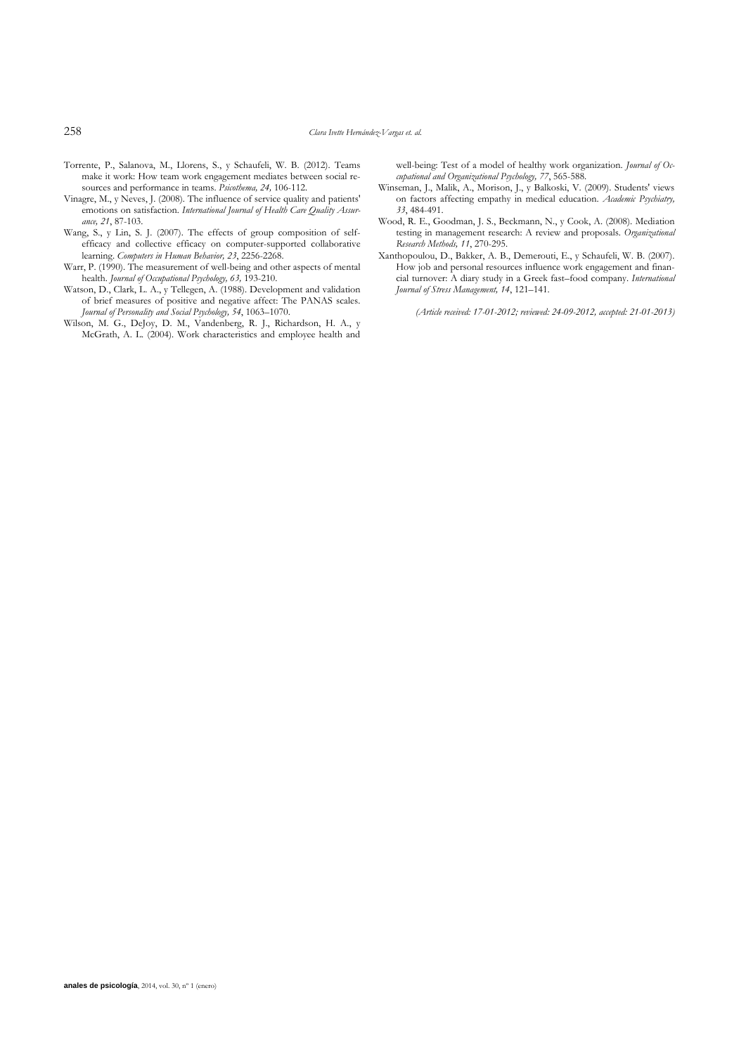Torrente, P., Salanova, M., Llorens, S., y Schaufeli, W. B. (2012). Teams make it work: How team work engagement mediates between social resources and performance in teams. *Psicothema, 24,* 106-112.

Vinagre, M., y Neves, J. (2008). The influence of service quality and patients' emotions on satisfaction. *International Journal of Health Care Quality Assurance, 21*, 87-103.

Wang, S., y Lin, S. J. (2007). The effects of group composition of self-efficacy and collective efficacy on computer-supported collaborative learning. *Computers in Human Behavior, 23*, 2256-2268.

Warr, P. (1990). The measurement of well-being and other aspects of mental health. *Journal of Occupational Psychology, 63,* 193-210.

Watson, D., Clark, L. A., y Tellegen, A. (1988). Development and validation of brief measures of positive and negative affect: The PANAS scales. *Journal of Personality and Social Psychology, 54*, 1063–1070.

Wilson, M. G., DeJoy, D. M., Vandenberg, R. J., Richardson, H. A., y McGrath, A. L. (2004). Work characteristics and employee health and well-being: Test of a model of healthy work organization. *Journal of Occupational and Organizational Psychology, 77*, 565-588.

Winseman, J., Malik, A., Morison, J., y Balkoski, V. (2009). Students' views on factors affecting empathy in medical education. *Academic Psychiatry, 33*, 484-491.

Wood, R. E., Goodman, J. S., Beckmann, N., y Cook, A. (2008). Mediation testing in management research: A review and proposals. *Organizational Research Methods, 11*, 270-295.

Xanthopoulou, D., Bakker, A. B., Demerouti, E., y Schaufeli, W. B. (2007). How job and personal resources influence work engagement and financial turnover: A diary study in a Greek fast–food company. *International Journal of Stress Management, 14*, 121–141.

*(Article received: 17-01-2012; reviewed: 24-09-2012, accepted: 21-01-2013)*